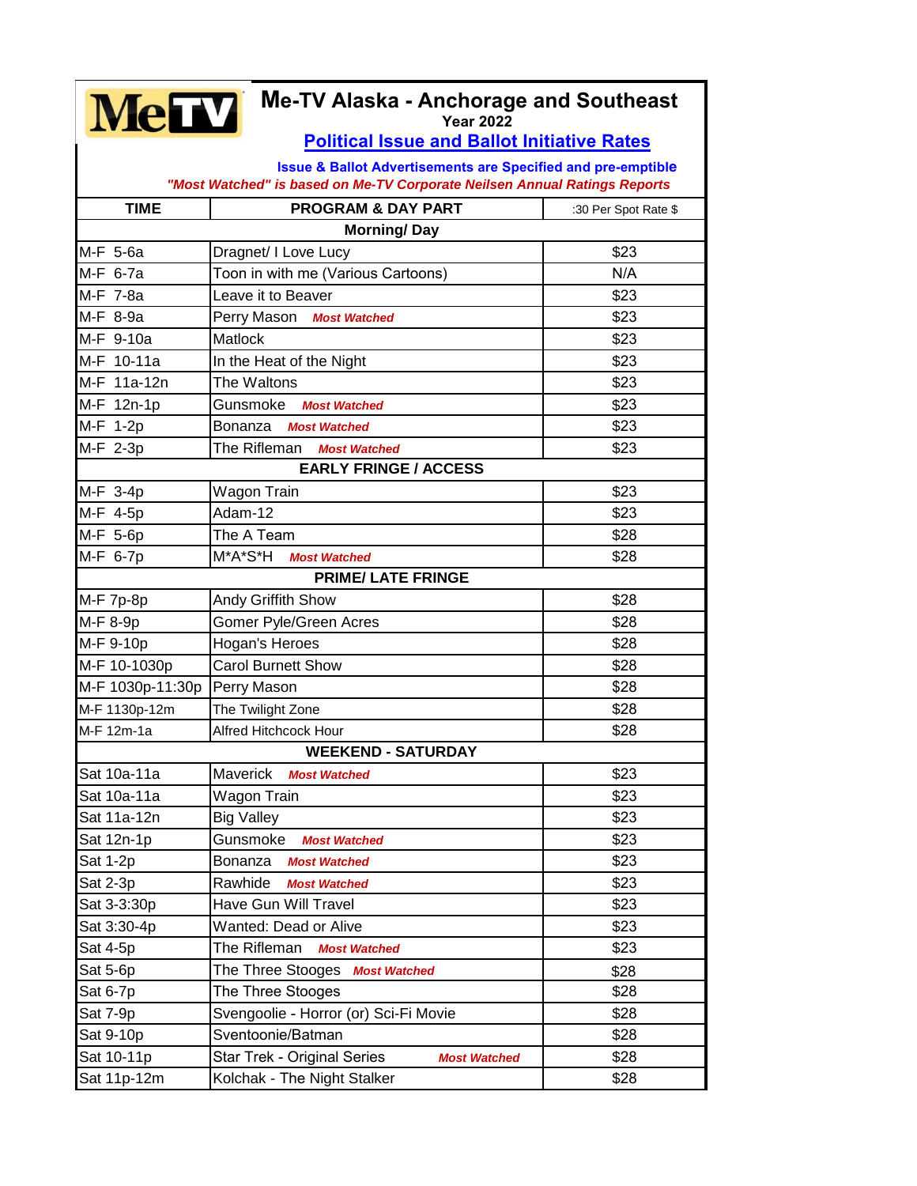# Me-TV Alaska - Anchorage and Southeast

**Year 2022**

## Political Issue and Ballot Initiative Rates

**Issue & Ballot Advertisements are Specified and pre-emptible**

***"Most Watched" is based on Me-TV Corporate Neilsen Annual Ratings Reports***

| TIME | PROGRAM & DAY PART | :30 Per Spot Rate $ |
|---|---|---|
| | **Morning/ Day** | |
| M-F 5-6a | Dragnet/ I Love Lucy | $23 |
| M-F 6-7a | Toon in with me (Various Cartoons) | N/A |
| M-F 7-8a | Leave it to Beaver | $23 |
| M-F 8-9a | Perry Mason ***Most Watched*** | $23 |
| M-F 9-10a | Matlock | $23 |
| M-F 10-11a | In the Heat of the Night | $23 |
| M-F 11a-12n | The Waltons | $23 |
| M-F 12n-1p | Gunsmoke ***Most Watched*** | $23 |
| M-F 1-2p | Bonanza ***Most Watched*** | $23 |
| M-F 2-3p | The Rifleman ***Most Watched*** | $23 |
| | **EARLY FRINGE / ACCESS** | |
| M-F 3-4p | Wagon Train | $23 |
| M-F 4-5p | Adam-12 | $23 |
| M-F 5-6p | The A Team | $28 |
| M-F 6-7p | M*A*S*H ***Most Watched*** | $28 |
| | **PRIME/ LATE FRINGE** | |
| M-F 7p-8p | Andy Griffith Show | $28 |
| M-F 8-9p | Gomer Pyle/Green Acres | $28 |
| M-F 9-10p | Hogan's Heroes | $28 |
| M-F 10-1030p | Carol Burnett Show | $28 |
| M-F 1030p-11:30p | Perry Mason | $28 |
| M-F 1130p-12m | The Twilight Zone | $28 |
| M-F 12m-1a | Alfred Hitchcock Hour | $28 |
| | **WEEKEND - SATURDAY** | |
| Sat 10a-11a | Maverick ***Most Watched*** | $23 |
| Sat 10a-11a | Wagon Train | $23 |
| Sat 11a-12n | Big Valley | $23 |
| Sat 12n-1p | Gunsmoke ***Most Watched*** | $23 |
| Sat 1-2p | Bonanza ***Most Watched*** | $23 |
| Sat 2-3p | Rawhide ***Most Watched*** | $23 |
| Sat 3-3:30p | Have Gun Will Travel | $23 |
| Sat 3:30-4p | Wanted: Dead or Alive | $23 |
| Sat 4-5p | The Rifleman ***Most Watched*** | $23 |
| Sat 5-6p | The Three Stooges ***Most Watched*** | $28 |
| Sat 6-7p | The Three Stooges | $28 |
| Sat 7-9p | Svengoolie - Horror (or) Sci-Fi Movie | $28 |
| Sat 9-10p | Sventoonie/Batman | $28 |
| Sat 10-11p | Star Trek - Original Series ***Most Watched*** | $28 |
| Sat 11p-12m | Kolchak - The Night Stalker | $28 |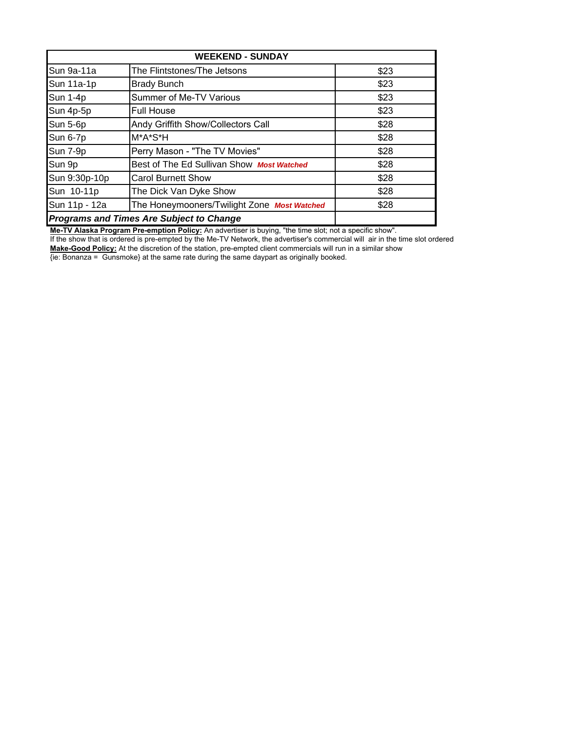| WEEKEND - SUNDAY | | |
|---|---|---|
| Sun 9a-11a | The Flintstones/The Jetsons | $23 |
| Sun 11a-1p | Brady Bunch | $23 |
| Sun 1-4p | Summer of Me-TV Various | $23 |
| Sun 4p-5p | Full House | $23 |
| Sun 5-6p | Andy Griffith Show/Collectors Call | $28 |
| Sun 6-7p | M*A*S*H | $28 |
| Sun 7-9p | Perry Mason - "The TV Movies" | $28 |
| Sun 9p | Best of The Ed Sullivan Show ***Most Watched*** | $28 |
| Sun 9:30p-10p | Carol Burnett Show | $28 |
| Sun 10-11p | The Dick Van Dyke Show | $28 |
| Sun 11p - 12a | The Honeymooners/Twilight Zone ***Most Watched*** | $28 |
| ***Programs and Times Are Subject to Change*** | | |

**Me-TV Alaska Program Pre-emption Policy:** An advertiser is buying, "the time slot; not a specific show".
If the show that is ordered is pre-empted by the Me-TV Network, the advertiser's commercial will air in the time slot ordered
**Make-Good Policy:** At the discretion of the station, pre-empted client commercials will run in a similar show
{ie: Bonanza = Gunsmoke} at the same rate during the same daypart as originally booked.